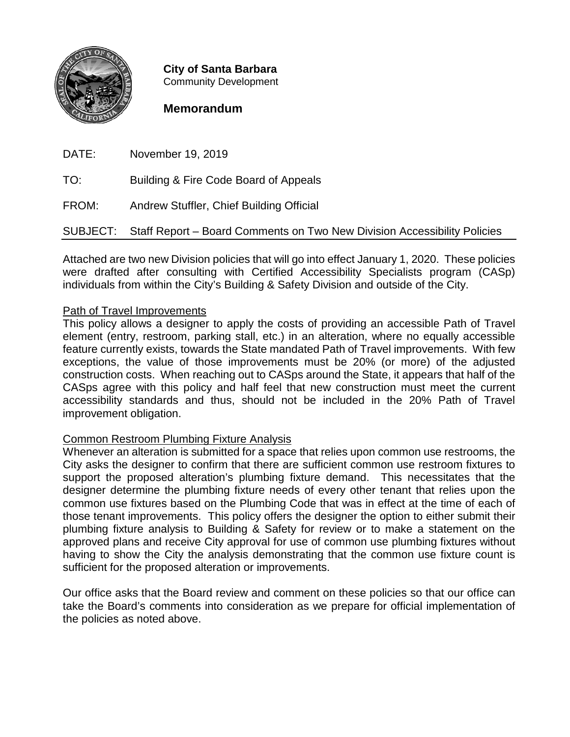**City of Santa Barbara**
Community Development

**Memorandum**

DATE: November 19, 2019

TO: Building & Fire Code Board of Appeals

FROM: Andrew Stuffler, Chief Building Official

SUBJECT: Staff Report – Board Comments on Two New Division Accessibility Policies

---

Attached are two new Division policies that will go into effect January 1, 2020. These policies were drafted after consulting with Certified Accessibility Specialists program (CASp) individuals from within the City's Building & Safety Division and outside of the City.

Path of Travel Improvements

This policy allows a designer to apply the costs of providing an accessible Path of Travel element (entry, restroom, parking stall, etc.) in an alteration, where no equally accessible feature currently exists, towards the State mandated Path of Travel improvements. With few exceptions, the value of those improvements must be 20% (or more) of the adjusted construction costs. When reaching out to CASps around the State, it appears that half of the CASps agree with this policy and half feel that new construction must meet the current accessibility standards and thus, should not be included in the 20% Path of Travel improvement obligation.

Common Restroom Plumbing Fixture Analysis

Whenever an alteration is submitted for a space that relies upon common use restrooms, the City asks the designer to confirm that there are sufficient common use restroom fixtures to support the proposed alteration's plumbing fixture demand. This necessitates that the designer determine the plumbing fixture needs of every other tenant that relies upon the common use fixtures based on the Plumbing Code that was in effect at the time of each of those tenant improvements. This policy offers the designer the option to either submit their plumbing fixture analysis to Building & Safety for review or to make a statement on the approved plans and receive City approval for use of common use plumbing fixtures without having to show the City the analysis demonstrating that the common use fixture count is sufficient for the proposed alteration or improvements.

Our office asks that the Board review and comment on these policies so that our office can take the Board's comments into consideration as we prepare for official implementation of the policies as noted above.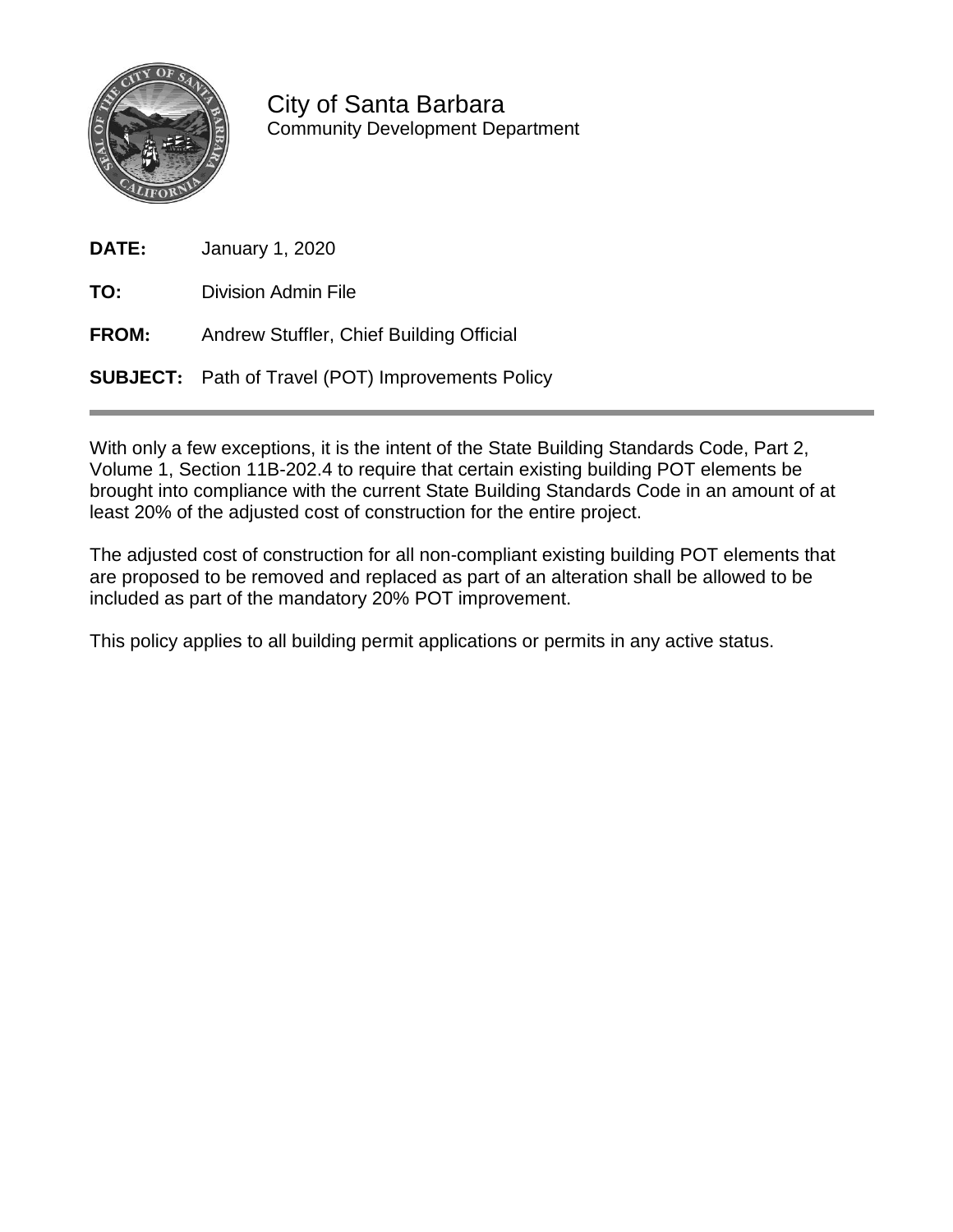City of Santa Barbara
Community Development Department

**DATE:** January 1, 2020

**TO:** Division Admin File

**FROM:** Andrew Stuffler, Chief Building Official

**SUBJECT:** Path of Travel (POT) Improvements Policy

---

With only a few exceptions, it is the intent of the State Building Standards Code, Part 2, Volume 1, Section 11B-202.4 to require that certain existing building POT elements be brought into compliance with the current State Building Standards Code in an amount of at least 20% of the adjusted cost of construction for the entire project.

The adjusted cost of construction for all non-compliant existing building POT elements that are proposed to be removed and replaced as part of an alteration shall be allowed to be included as part of the mandatory 20% POT improvement.

This policy applies to all building permit applications or permits in any active status.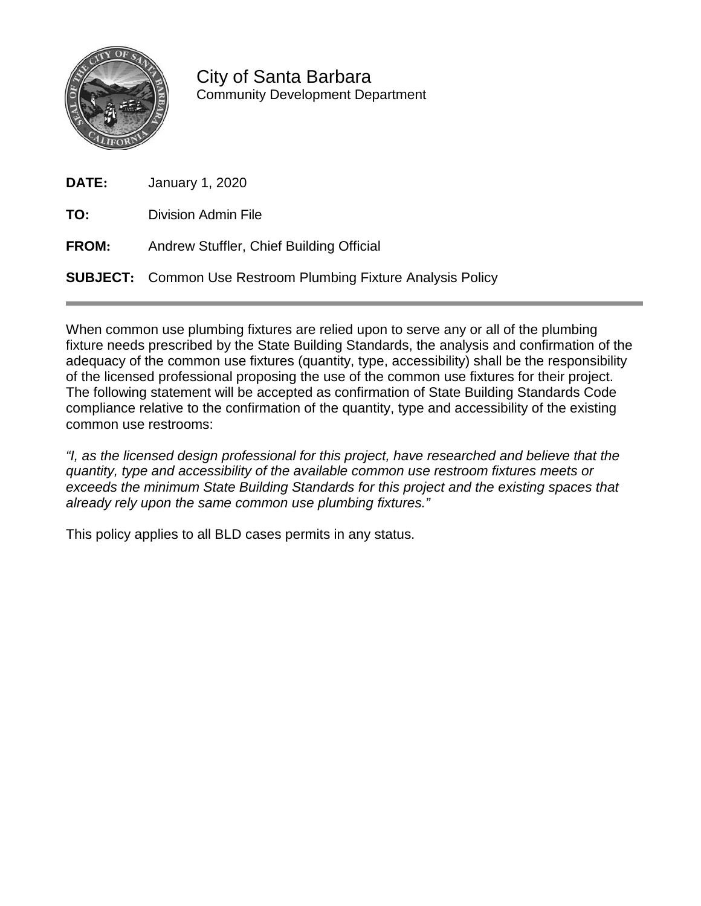City of Santa Barbara
Community Development Department

**DATE:** January 1, 2020

**TO:** Division Admin File

**FROM:** Andrew Stuffler, Chief Building Official

**SUBJECT:** Common Use Restroom Plumbing Fixture Analysis Policy

---

When common use plumbing fixtures are relied upon to serve any or all of the plumbing fixture needs prescribed by the State Building Standards, the analysis and confirmation of the adequacy of the common use fixtures (quantity, type, accessibility) shall be the responsibility of the licensed professional proposing the use of the common use fixtures for their project. The following statement will be accepted as confirmation of State Building Standards Code compliance relative to the confirmation of the quantity, type and accessibility of the existing common use restrooms:

*"I, as the licensed design professional for this project, have researched and believe that the quantity, type and accessibility of the available common use restroom fixtures meets or exceeds the minimum State Building Standards for this project and the existing spaces that already rely upon the same common use plumbing fixtures."*

This policy applies to all BLD cases permits in any status.